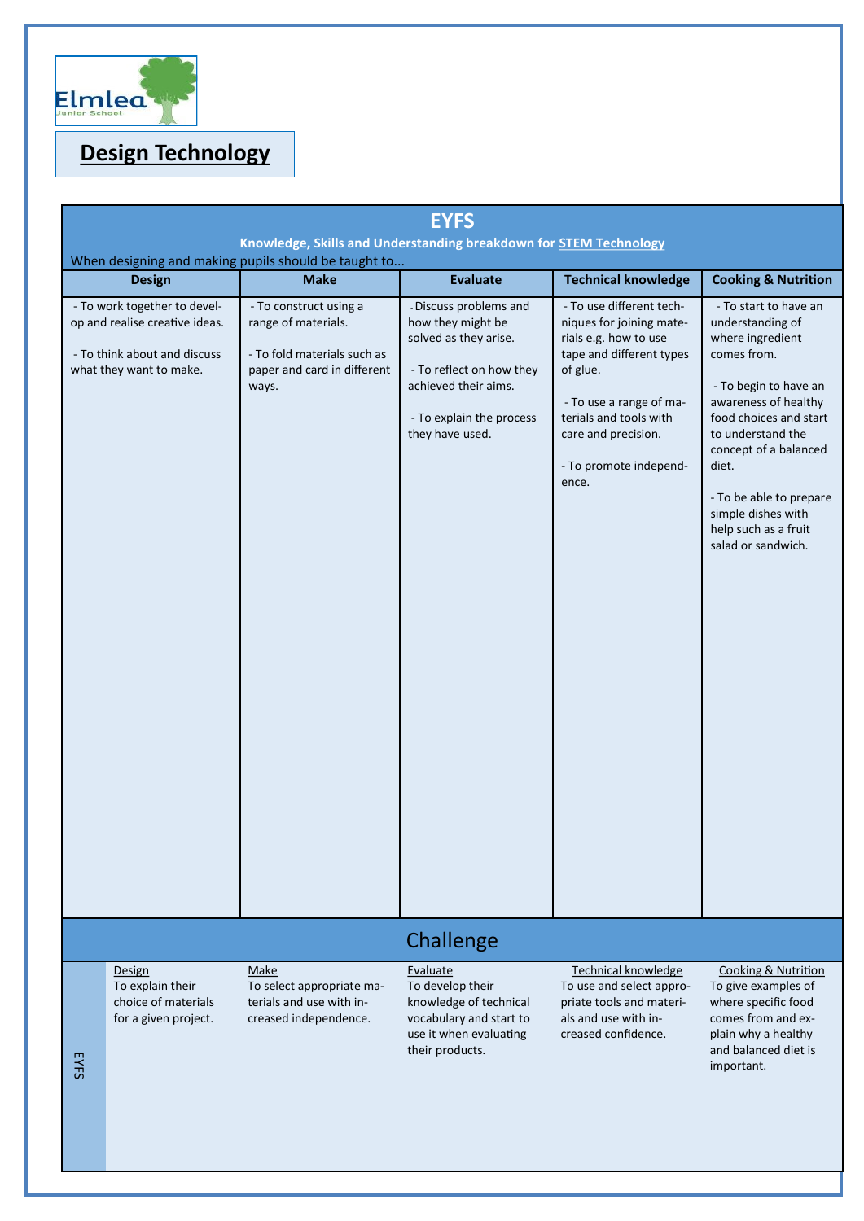Elmlea Junior School

# Design Technology

## EYFS

**Knowledge, Skills and Understanding breakdown for STEM Technology**

When designing and making pupils should be taught to...

| Design | Make | Evaluate | Technical knowledge | Cooking & Nutrition |
|---|---|---|---|---|
| - To work together to develop and realise creative ideas.<br><br>- To think about and discuss what they want to make. | - To construct using a range of materials.<br><br>- To fold materials such as paper and card in different ways. | - Discuss problems and how they might be solved as they arise.<br><br>- To reflect on how they achieved their aims.<br><br>- To explain the process they have used. | - To use different techniques for joining materials e.g. how to use tape and different types of glue.<br><br>- To use a range of materials and tools with care and precision.<br><br>- To promote independence. | - To start to have an understanding of where ingredient comes from.<br><br>- To begin to have an awareness of healthy food choices and start to understand the concept of a balanced diet.<br><br>- To be able to prepare simple dishes with help such as a fruit salad or sandwich. |

## Challenge

| | Design | Make | Evaluate | Technical knowledge | Cooking & Nutrition |
|---|---|---|---|---|---|
| EYFS | To explain their choice of materials for a given project. | To select appropriate materials and use with increased independence. | To develop their knowledge of technical vocabulary and start to use it when evaluating their products. | To use and select appropriate tools and materials and use with increased confidence. | To give examples of where specific food comes from and explain why a healthy and balanced diet is important. |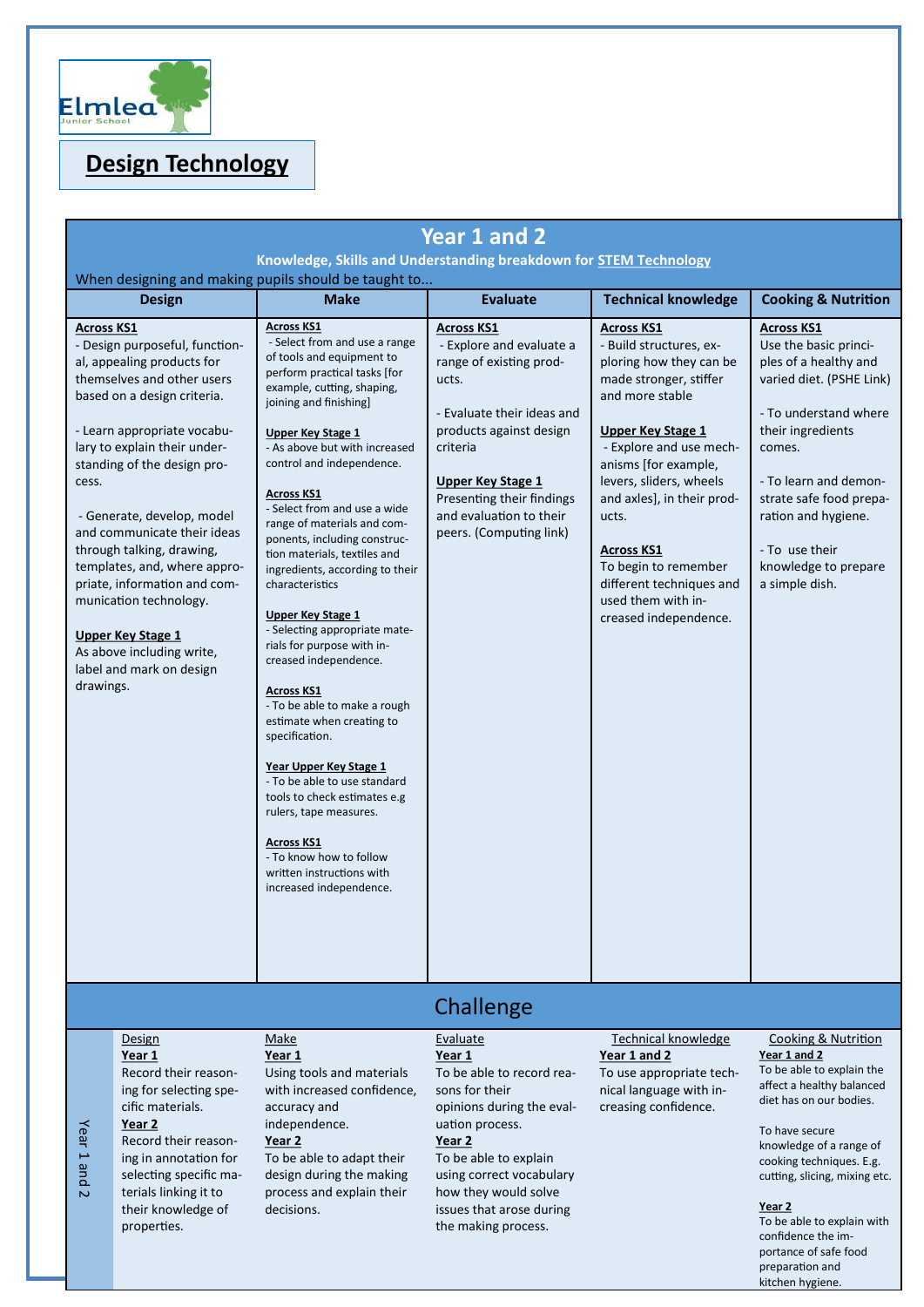Elmlea Junior School

# Design Technology

## Year 1 and 2

**Knowledge, Skills and Understanding breakdown for STEM Technology**

When designing and making pupils should be taught to...

| Design | Make | Evaluate | Technical knowledge | Cooking & Nutrition |
|---|---|---|---|---|
| **Across KS1**<br>- Design purposeful, functional, appealing products for themselves and other users based on a design criteria.<br><br>- Learn appropriate vocabulary to explain their understanding of the design process.<br><br>- Generate, develop, model and communicate their ideas through talking, drawing, templates, and, where appropriate, information and communication technology.<br><br>**Upper Key Stage 1**<br>As above including write, label and mark on design drawings. | **Across KS1**<br>- Select from and use a range of tools and equipment to perform practical tasks [for example, cutting, shaping, joining and finishing]<br><br>**Upper Key Stage 1**<br>- As above but with increased control and independence.<br><br>**Across KS1**<br>- Select from and use a wide range of materials and components, including construction materials, textiles and ingredients, according to their characteristics<br><br>**Upper Key Stage 1**<br>- Selecting appropriate materials for purpose with increased independence.<br><br>**Across KS1**<br>- To be able to make a rough estimate when creating to specification.<br><br>**Year Upper Key Stage 1**<br>- To be able to use standard tools to check estimates e.g rulers, tape measures.<br><br>**Across KS1**<br>- To know how to follow written instructions with increased independence. | **Across KS1**<br>- Explore and evaluate a range of existing products.<br><br>- Evaluate their ideas and products against design criteria<br><br>**Upper Key Stage 1**<br>Presenting their findings and evaluation to their peers. (Computing link) | **Across KS1**<br>- Build structures, exploring how they can be made stronger, stiffer and more stable<br><br>**Upper Key Stage 1**<br>- Explore and use mechanisms [for example, levers, sliders, wheels and axles], in their products.<br><br>**Across KS1**<br>To begin to remember different techniques and used them with increased independence. | **Across KS1**<br>Use the basic principles of a healthy and varied diet. (PSHE Link)<br><br>- To understand where their ingredients comes.<br><br>- To learn and demonstrate safe food preparation and hygiene.<br><br>- To use their knowledge to prepare a simple dish. |

## Challenge

| | Design | Make | Evaluate | Technical knowledge | Cooking & Nutrition |
|---|---|---|---|---|---|
| Year 1 and 2 | **Year 1**<br>Record their reasoning for selecting specific materials.<br>**Year 2**<br>Record their reasoning in annotation for selecting specific materials linking it to their knowledge of properties. | **Year 1**<br>Using tools and materials with increased confidence, accuracy and independence.<br>**Year 2**<br>To be able to adapt their design during the making process and explain their decisions. | **Year 1**<br>To be able to record reasons for their opinions during the evaluation process.<br>**Year 2**<br>To be able to explain using correct vocabulary how they would solve issues that arose during the making process. | **Year 1 and 2**<br>To use appropriate technical language with increasing confidence. | **Year 1 and 2**<br>To be able to explain the affect a healthy balanced diet has on our bodies.<br><br>To have secure knowledge of a range of cooking techniques. E.g. cutting, slicing, mixing etc.<br><br>**Year 2**<br>To be able to explain with confidence the importance of safe food preparation and kitchen hygiene. |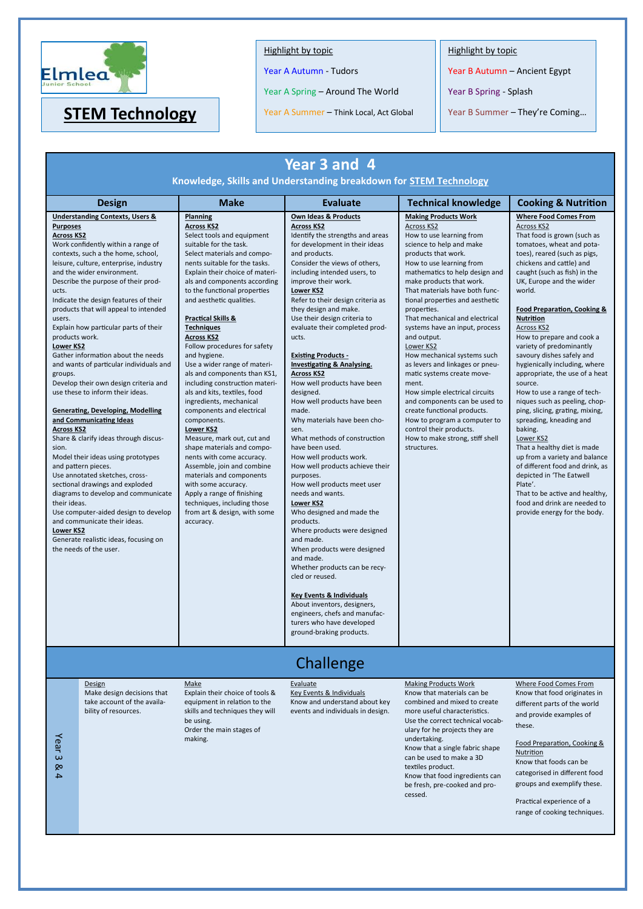Elmlea Junior School

# STEM Technology

**Highlight by topic**

Year A Autumn - Tudors

Year A Spring – Around The World

Year A Summer – Think Local, Act Global

**Highlight by topic**

Year B Autumn – Ancient Egypt

Year B Spring - Splash

Year B Summer – They're Coming…

## Year 3 and 4

### Knowledge, Skills and Understanding breakdown for STEM Technology

| Design | Make | Evaluate | Technical knowledge | Cooking & Nutrition |
|---|---|---|---|---|
| **Understanding Contexts, Users & Purposes**<br>**Across KS2**<br>Work confidently within a range of contexts, such a the home, school, leisure, culture, enterprise, industry and the wider environment.<br>Describe the purpose of their products.<br>Indicate the design features of their products that will appeal to intended users.<br>Explain how particular parts of their products work.<br>**Lower KS2**<br>Gather information about the needs and wants of particular individuals and groups.<br>Develop their own design criteria and use these to inform their ideas.<br><br>**Generating, Developing, Modelling and Communicating Ideas**<br>**Across KS2**<br>Share & clarify ideas through discussion.<br>Model their ideas using prototypes and pattern pieces.<br>Use annotated sketches, cross-sectional drawings and exploded diagrams to develop and communicate their ideas.<br>Use computer-aided design to develop and communicate their ideas.<br>**Lower KS2**<br>Generate realistic ideas, focusing on the needs of the user. | **Planning**<br>**Across KS2**<br>Select tools and equipment suitable for the task.<br>Select materials and components suitable for the tasks.<br>Explain their choice of materials and components according to the functional properties and aesthetic qualities.<br><br>**Practical Skills & Techniques**<br>**Across KS2**<br>Follow procedures for safety and hygiene.<br>Use a wider range of materials and components than KS1, including construction materials and kits, textiles, food ingredients, mechanical components and electrical components.<br>**Lower KS2**<br>Measure, mark out, cut and shape materials and components with come accuracy.<br>Assemble, join and combine materials and components with some accuracy.<br>Apply a range of finishing techniques, including those from art & design, with some accuracy. | **Own Ideas & Products**<br>**Across KS2**<br>Identify the strengths and areas for development in their ideas and products.<br>Consider the views of others, including intended users, to improve their work.<br>**Lower KS2**<br>Refer to their design criteria as they design and make.<br>Use their design criteria to evaluate their completed products.<br><br>**Existing Products - Investigating & Analysing.**<br>**Across KS2**<br>How well products have been designed.<br>How well products have been made.<br>Why materials have been chosen.<br>What methods of construction have been used.<br>How well products work.<br>How well products achieve their purposes.<br>How well products meet user needs and wants.<br>**Lower KS2**<br>Who designed and made the products.<br>Where products were designed and made.<br>When products were designed and made.<br>Whether products can be recycled or reused.<br><br>**Key Events & Individuals**<br>About inventors, designers, engineers, chefs and manufacturers who have developed ground-braking products. | **Making Products Work**<br>Across KS2<br>How to use learning from science to help and make products that work.<br>How to use learning from mathematics to help design and make products that work.<br>That materials have both functional properties and aesthetic properties.<br>That mechanical and electrical systems have an input, process and output.<br>Lower KS2<br>How mechanical systems such as levers and linkages or pneumatic systems create movement.<br>How simple electrical circuits and components can be used to create functional products.<br>How to program a computer to control their products.<br>How to make strong, stiff shell structures. | **Where Food Comes From**<br>Across KS2<br>That food is grown (such as tomatoes, wheat and potatoes), reared (such as pigs, chickens and cattle) and caught (such as fish) in the UK, Europe and the wider world.<br><br>**Food Preparation, Cooking & Nutrition**<br>Across KS2<br>How to prepare and cook a variety of predominantly savoury dishes safely and hygienically including, where appropriate, the use of a heat source.<br>How to use a range of techniques such as peeling, chopping, slicing, grating, mixing, spreading, kneading and baking.<br>Lower KS2<br>That a healthy diet is made up from a variety and balance of different food and drink, as depicted in 'The Eatwell Plate'.<br>That to be active and healthy, food and drink are needed to provide energy for the body. |

## Challenge

| Year 3 & 4 | Design | Make | Evaluate | Making Products Work | Where Food Comes From |
|---|---|---|---|---|---|
| | Make design decisions that take account of the availability of resources. | Explain their choice of tools & equipment in relation to the skills and techniques they will be using.<br>Order the main stages of making. | Key Events & Individuals<br>Know and understand about key events and individuals in design. | Know that materials can be combined and mixed to create more useful characteristics.<br>Use the correct technical vocabulary for he projects they are undertaking.<br>Know that a single fabric shape can be used to make a 3D textiles product.<br>Know that food ingredients can be fresh, pre-cooked and processed. | Know that food originates in different parts of the world and provide examples of these.<br><br>Food Preparation, Cooking & Nutrition<br>Know that foods can be categorised in different food groups and exemplify these.<br><br>Practical experience of a range of cooking techniques. |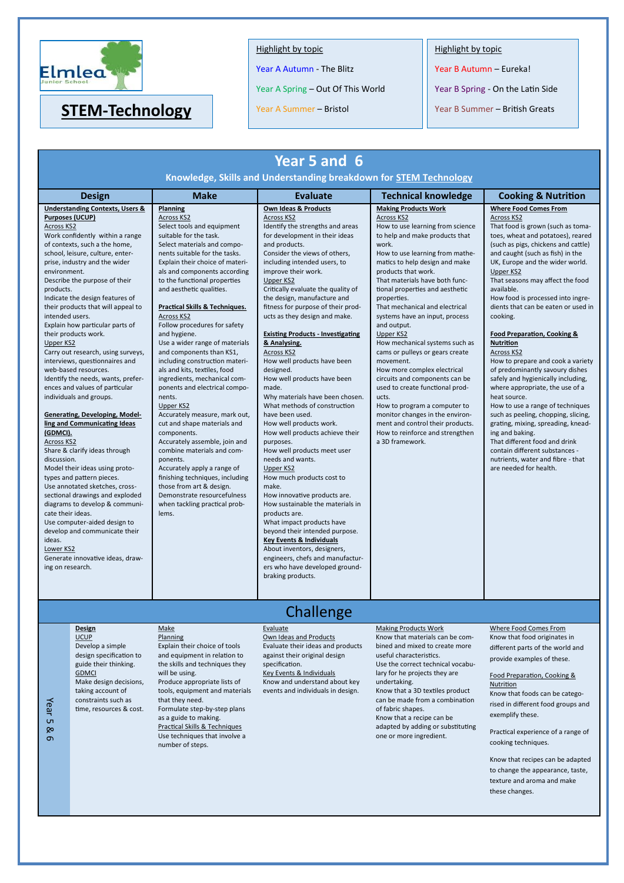Elmlea Junior School

# STEM-Technology

Highlight by topic

Year A Autumn - The Blitz

Year A Spring – Out Of This World

Year A Summer – Bristol

Highlight by topic

Year B Autumn – Eureka!

Year B Spring - On the Latin Side

Year B Summer – British Greats

## Year 5 and 6

### Knowledge, Skills and Understanding breakdown for STEM Technology

| Design | Make | Evaluate | Technical knowledge | Cooking & Nutrition |
|---|---|---|---|---|
| **Understanding Contexts, Users & Purposes (UCUP)**<br>Across KS2<br>Work confidently within a range of contexts, such a the home, school, leisure, culture, enterprise, industry and the wider environment.<br>Describe the purpose of their products.<br>Indicate the design features of their products that will appeal to intended users.<br>Explain how particular parts of their products work.<br>Upper KS2<br>Carry out research, using surveys, interviews, questionnaires and web-based resources.<br>Identify the needs, wants, preferences and values of particular individuals and groups.<br><br>**Generating, Developing, Modelling and Communicating Ideas (GDMCI).**<br>Across KS2<br>Share & clarify ideas through discussion.<br>Model their ideas using prototypes and pattern pieces.<br>Use annotated sketches, cross-sectional drawings and exploded diagrams to develop & communicate their ideas.<br>Use computer-aided design to develop and communicate their ideas.<br>Lower KS2<br>Generate innovative ideas, drawing on research. | **Planning**<br>Across KS2<br>Select tools and equipment suitable for the task.<br>Select materials and components suitable for the tasks.<br>Explain their choice of materials and components according to the functional properties and aesthetic qualities.<br><br>**Practical Skills & Techniques.**<br>Across KS2<br>Follow procedures for safety and hygiene.<br>Use a wider range of materials and components than KS1, including construction materials and kits, textiles, food ingredients, mechanical components and electrical components.<br>Upper KS2<br>Accurately measure, mark out, cut and shape materials and components.<br>Accurately assemble, join and combine materials and components.<br>Accurately apply a range of finishing techniques, including those from art & design.<br>Demonstrate resourcefulness when tackling practical problems. | **Own Ideas & Products**<br>Across KS2<br>Identify the strengths and areas for development in their ideas and products.<br>Consider the views of others, including intended users, to improve their work.<br>Upper KS2<br>Critically evaluate the quality of the design, manufacture and fitness for purpose of their products as they design and make.<br><br>**Existing Products - Investigating & Analysing.**<br>Across KS2<br>How well products have been designed.<br>How well products have been made.<br>Why materials have been chosen.<br>What methods of construction have been used.<br>How well products work.<br>How well products achieve their purposes.<br>How well products meet user needs and wants.<br>Upper KS2<br>How much products cost to make.<br>How innovative products are.<br>How sustainable the materials in products are.<br>What impact products have beyond their intended purpose.<br>**Key Events & Individuals**<br>About inventors, designers, engineers, chefs and manufacturers who have developed groundbraking products. | **Making Products Work**<br>Across KS2<br>How to use learning from science to help and make products that work.<br>How to use learning from mathematics to help design and make products that work.<br>That materials have both functional properties and aesthetic properties.<br>That mechanical and electrical systems have an input, process and output.<br>Upper KS2<br>How mechanical systems such as cams or pulleys or gears create movement.<br>How more complex electrical circuits and components can be used to create functional products.<br>How to program a computer to monitor changes in the environment and control their products.<br>How to reinforce and strengthen a 3D framework. | **Where Food Comes From**<br>Across KS2<br>That food is grown (such as tomatoes, wheat and potatoes), reared (such as pigs, chickens and cattle) and caught (such as fish) in the UK, Europe and the wider world.<br>Upper KS2<br>That seasons may affect the food available.<br>How food is processed into ingredients that can be eaten or used in cooking.<br><br>**Food Preparation, Cooking & Nutrition**<br>Across KS2<br>How to prepare and cook a variety of predominantly savoury dishes safely and hygienically including, where appropriate, the use of a heat source.<br>How to use a range of techniques such as peeling, chopping, slicing, grating, mixing, spreading, kneading and baking.<br>That different food and drink contain different substances - nutrients, water and fibre - that are needed for health. |

## Challenge

| | | | | | |
|---|---|---|---|---|---|
| Year 5 & 6 | **Design**<br>UCUP<br>Develop a simple design specification to guide their thinking.<br>GDMCI<br>Make design decisions, taking account of constraints such as time, resources & cost. | Make<br>Planning<br>Explain their choice of tools and equipment in relation to the skills and techniques they will be using.<br>Produce appropriate lists of tools, equipment and materials that they need.<br>Formulate step-by-step plans as a guide to making.<br>Practical Skills & Techniques<br>Use techniques that involve a number of steps. | Evaluate<br>Own Ideas and Products<br>Evaluate their ideas and products against their original design specification.<br>Key Events & Individuals<br>Know and understand about key events and individuals in design. | Making Products Work<br>Know that materials can be combined and mixed to create more useful characteristics.<br>Use the correct technical vocabulary for he projects they are undertaking.<br>Know that a 3D textiles product can be made from a combination of fabric shapes.<br>Know that a recipe can be adapted by adding or substituting one or more ingredient. | Where Food Comes From<br>Know that food originates in different parts of the world and provide examples of these.<br><br>Food Preparation, Cooking & Nutrition<br>Know that foods can be categorised in different food groups and exemplify these.<br><br>Practical experience of a range of cooking techniques.<br><br>Know that recipes can be adapted to change the appearance, taste, texture and aroma and make these changes. |